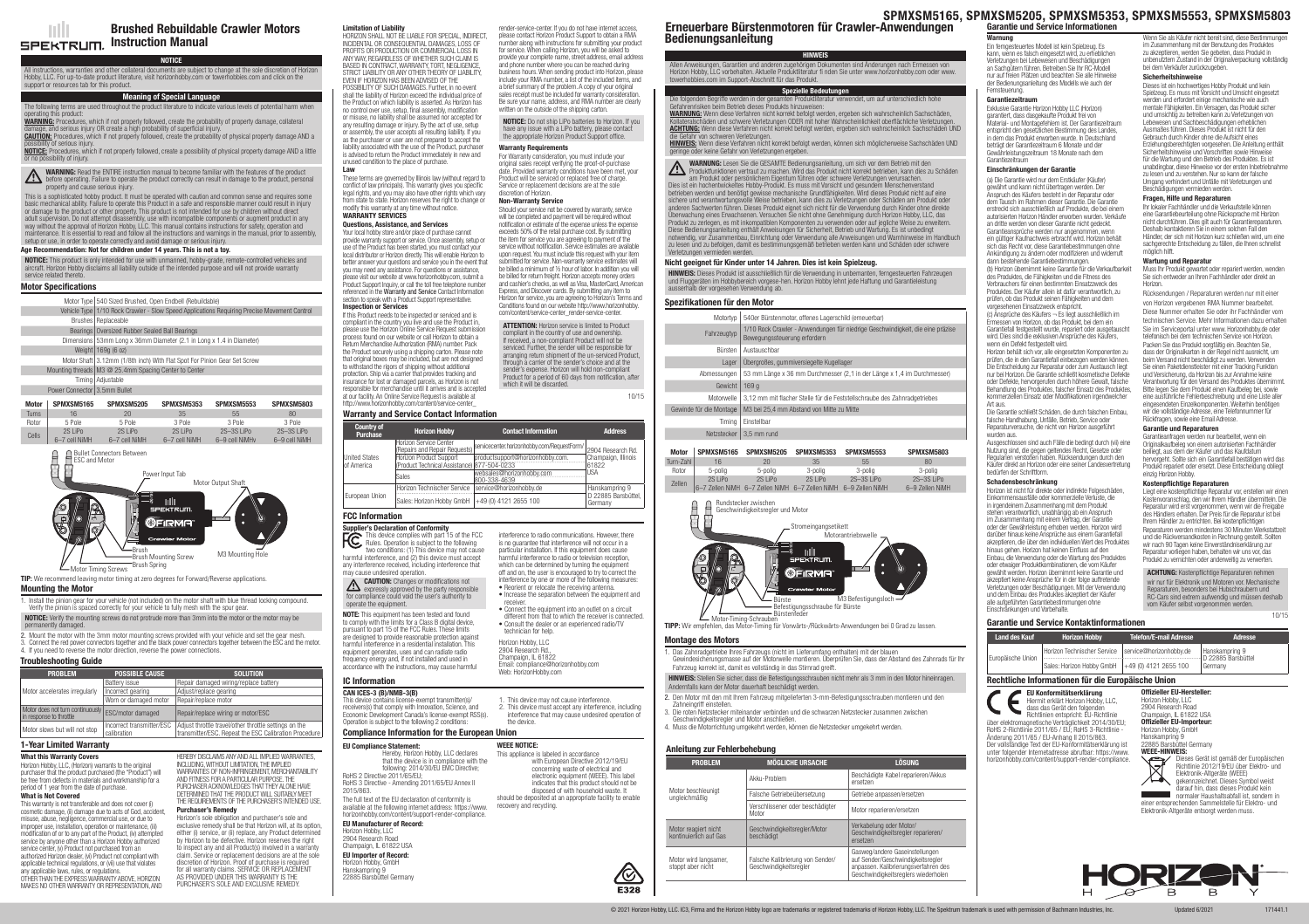# Brushed Rebuildable Crawler Motors Instruction Manual

## NOTICE

All instructions, warranties and other collateral documents are subject to change at the sole discretion of Horizon Hobby, LLC. For up-to-date product literature, visit horizonhobby.com or towerhobbies.com and click on the support or resources tab for this product.

## Meaning of Special Language

The following terms are used throughout the product literature to indicate various levels of potential harm when operating this product:

**WARNING:** Procedures, which if not properly followed, create the probability of property damage, collateral damage, and serious injury OR create a high probability of superficial injury.

**CAUTION:** Procedures, which if not properly followed, create the probability of physical property damage AND a possibility of serious injury.

**NOTICE:** Procedures, which if not properly followed, create a possibility of physical property damage AND a little or no possibility of injury.

**WARNING:** Read the ENTIRE instruction manual to become familiar with the features of the product before operating. Failure to operate the product correctly can result in damage to the product, personal property and cause serious injury.

This is a sophisticated hobby product. It must be operated with caution and common sense and requires some basic mechanical ability. Failure to operate this Product in a safe and responsible manner could result in injury or damage to the product or other property. This product is not intended for use by children without direct adult supervision. Do not attempt disassembly, use with incompatible components or augment product in any way without the approval of Horizon Hobby, LLC. This manual contains instructions for safety, operation and maintenance. It is essential to read and follow all the instructions and warnings in the manual, prior to assembly, setup or use, in order to operate correctly and avoid damage or serious injury.

**Age Recommendation: Not for children under 14 years. This is not a toy.**

**NOTICE:** This product is only intended for use with unmanned, hobby-grade, remote-controlled vehicles and aircraft. Horizon Hobby disclaims all liability outside of the intended purpose and will not provide warranty service related thereto.

## Motor Specifications

| | |
|---|---|
| Motor Type | 540 Sized Brushed, Open Endbell (Rebuildable) |
| Vehicle Type | 1/10 Rock Crawler - Slow Speed Applications Requiring Precise Movement Control |
| Brushes | Replaceable |
| Bearings | Oversized Rubber Sealed Ball Bearings |
| Dimensions | 53mm Long x 36mm Diameter (2.1 in Long x 1.4 in Diameter) |
| Weight | 169g (6 oz) |
| Motor Shaft | 3.12mm (1/8th inch) With Flat Spot For Pinion Gear Set Screw |
| Mounting threads | M3 @ 25.4mm Spacing Center to Center |
| Timing | Adjustable |
| Power Connector | 3.5mm Bullet |

| Motor | SPMXSM5165 | SPMXSM5205 | SPMXSM5353 | SPMXSM5553 | SPMXSM5803 |
|---|---|---|---|---|---|
| Turns | 16 | 20 | 35 | 55 | 80 |
| Rotor | 5 Pole | 5 Pole | 3 Pole | 3 Pole | 3 Pole |
| Cells | 2S LiPo 6–7 cell NiMH | 2S LiPo 6–7 cell NiMH | 2S LiPo 6–7 cell NiMH | 2S–3S LiPo 6–9 cell NiMH | 2S–3S LiPo 6–9 cell NiMH |

Bullet Connectors Between ESC and Motor; Power Input Tab; Motor Output Shaft; Brush; Brush Mounting Screw; Brush Spring; M3 Mounting Hole; Motor Timing Screws

**TIP:** We recommend leaving motor timing at zero degrees for Forward/Reverse applications.

## Mounting the Motor

1. Install the pinion gear for your vehicle (not included) on the motor shaft with blue thread locking compound. Verify the pinion is spaced correctly for your vehicle to fully mesh with the spur gear.

**NOTICE:** Verify the mounting screws do not protrude more than 3mm into the motor or the motor may be permanently damaged.

2. Mount the motor with the 3mm motor mounting screws provided with your vehicle and set the gear mesh.
3. Connect the red power connectors together and the black power connectors together between the ESC and the motor.
4. If you need to reverse the motor direction, reverse the power connections.

## Troubleshooting Guide

| PROBLEM | POSSIBLE CAUSE | SOLUTION |
|---|---|---|
| Motor accelerates irregularly | Battery issue | Repair damaged wiring/replace battery |
| | Incorrect gearing | Adjust/replace gearing |
| | Worn or damaged motor | Repair/replace motor |
| Motor does not turn continuously in response to throttle | ESC/motor damaged | Repair/replace wiring or motor/ESC |
| Motor slows but will not stop | Incorrect transmitter/ESC calibration | Adjust throttle travel/other throttle settings on the transmitter/ESC. Repeat the ESC Calibration Procedure |

## 1-Year Limited Warranty

**What this Warranty Covers**

Horizon Hobby, LLC, (Horizon) warrants to the original purchaser that the product purchased (the "Product") will be free from defects in materials and workmanship for a period of 1 year from the date of purchase.

**What is Not Covered**

This warranty is not transferable and does not cover (i) cosmetic damage, (ii) damage due to acts of God, accident, misuse, abuse, negligence, commercial use, or due to improper use, installation, operation or maintenance, (iii) modification of or to any part of the Product, (iv) attempted service by anyone other than a Horizon Hobby authorized service center, (v) Product not purchased from an authorized Horizon dealer, (vi) Product not compliant with applicable technical regulations, or (vii) use that violates any applicable laws, rules, or regulations.

OTHER THAN THE EXPRESS WARRANTY ABOVE, HORIZON MAKES NO OTHER WARRANTY OR REPRESENTATION, AND HEREBY DISCLAIMS ANY AND ALL IMPLIED WARRANTIES, INCLUDING, WITHOUT LIMITATION, THE IMPLIED WARRANTIES OF NON-INFRINGEMENT, MERCHANTABILITY AND FITNESS FOR A PARTICULAR PURPOSE. THE PURCHASER ACKNOWLEDGES THAT THEY ALONE HAVE DETERMINED THAT THE PRODUCT WILL SUITABLY MEET THE REQUIREMENTS OF THE PURCHASER'S INTENDED USE.

**Purchaser's Remedy**

Horizon's sole obligation and purchaser's sole and exclusive remedy shall be that Horizon will, at its option, either (i) service, or (ii) replace, any Product determined by Horizon to be defective. Horizon reserves the right to inspect any and all Product(s) involved in a warranty claim. Service or replacement decisions are at the sole discretion of Horizon. Proof of purchase is required for all warranty claims. SERVICE OR REPLACEMENT AS PROVIDED UNDER THIS WARRANTY IS THE PURCHASER'S SOLE AND EXCLUSIVE REMEDY.

**Limitation of Liability**

HORIZON SHALL NOT BE LIABLE FOR SPECIAL, INDIRECT, INCIDENTAL OR CONSEQUENTIAL DAMAGES, LOSS OF PROFITS OR PRODUCTION OR COMMERCIAL LOSS IN ANY WAY, REGARDLESS OF WHETHER SUCH CLAIM IS BASED IN CONTRACT, WARRANTY, TORT, NEGLIGENCE, STRICT LIABILITY OR ANY OTHER THEORY OF LIABILITY, EVEN IF HORIZON HAS BEEN ADVISED OF THE POSSIBILITY OF SUCH DAMAGES. Further, in no event shall the liability of Horizon exceed the individual price of the Product on which liability is asserted. As Horizon has no control over use, setup, final assembly, modification or misuse, no liability shall be assumed nor accepted for any resulting damage or injury. By the act of use, setup or assembly, the user accepts all resulting liability. If you as the purchaser or user are not prepared to accept the liability associated with the use of the Product, purchaser is advised to return the Product immediately in new and unused condition to the place of purchase.

**Law**

These terms are governed by Illinois law (without regard to conflict of law principals). This warranty gives you specific legal rights, and you may also have other rights which vary from state to state. Horizon reserves the right to change or modify this warranty at any time without notice.

**WARRANTY SERVICES**

**Questions, Assistance, and Services**

Your local hobby store and/or place of purchase cannot provide warranty support or service. Once assembly, setup or use of the Product has been started, you must contact your local distributor or Horizon directly. This will enable Horizon to better answer your questions and service you in the event that you may need any assistance. For questions or assistance, please visit our website at www.horizonhobby.com, submit a Product Support Inquiry, or call the toll free telephone number referenced in the Warranty and Service Contact Information section to speak with a Product Support representative.

**Inspection or Services**

If this Product needs to be inspected or serviced and is compliant in the country you live and use the Product in, please use the Horizon Online Service Request submission process found on our website or call Horizon to obtain a Return Merchandise Authorization (RMA) number. Pack the Product securely using a shipping carton. Please note that original boxes may be included, but are not designed to withstand the rigors of shipping without additional protection. Ship via a carrier that provides tracking and insurance for lost or damaged parcels, as Horizon is not responsible for merchandise until it arrives and is accepted at our facility. An Online Service Request is available at http://www.horizonhobby.com/content/service-center_render-service-center. If you do not have internet access, please contact Horizon Product Support to obtain a RMA number along with instructions for submitting your product for service. When calling Horizon, you will be asked to provide your complete name, street address, email address and phone number where you can be reached during business hours. When sending product into Horizon, please include your RMA number, a list of the included items, and a brief summary of the problem. A copy of your original sales receipt must be included for warranty consideration. Be sure your name, address, and RMA number are clearly written on the outside of the shipping carton.

**NOTICE:** Do not ship LiPo batteries to Horizon. If you have any issue with a LiPo battery, please contact the appropriate Horizon Product Support office.

**Warranty Requirements**

For Warranty consideration, you must include your original sales receipt verifying the proof-of-purchase date. Provided warranty conditions have been met, your Product will be serviced or replaced free of charge. Service or replacement decisions are at the sole discretion of Horizon.

**Non-Warranty Service**

Should your service not be covered by warranty, service will be completed and payment will be required without notification or estimate of the expense unless the expense exceeds 50% of the retail purchase cost. By submitting the item for service you are agreeing to payment of the service without notification. Service estimates are available upon request. You must include this request with your item submitted for service. Non-warranty service estimates will be billed a minimum of ½ hour of labor. In addition you will be billed for return freight. Horizon accepts money orders and cashier's checks, as well as Visa, MasterCard, American Express, and Discover cards. By submitting any item to Horizon for service, you are agreeing to Horizon's Terms and Conditions found on our website http://www.horizonhobby.com/content/service-center_render-service-center.

**ATTENTION:** Horizon service is limited to Product compliant in the country of use and ownership. If received, a non-compliant Product will not be serviced. Further, the sender will be responsible for arranging return shipment of the un-serviced Product, through a carrier of the sender's choice and at the sender's expense. Horizon will hold non-compliant Product for a period of 60 days from notification, after which it will be discarded.

10/15

## Warranty and Service Contact Information

| Country of Purchase | Horizon Hobby | Contact Information | Address |
|---|---|---|---|
| United States of America | Horizon Service Center (Repairs and Repair Requests) | servicecenter.horizonhobby.com/RequestForm/ | 2904 Research Rd. Champaign, Illinois 61822 USA |
| | Horizon Product Support (Product Technical Assistance) | productsupport@horizonhobby.com. 877-504-0233 | |
| | Sales | websales@horizonhobby.com 800-338-4639 | |
| European Union | Horizon Technischer Service | service@horizonhobby.de | Hanskampring 9 D 22885 Barsbüttel, Germany |
| | Sales: Horizon Hobby GmbH | +49 (0) 4121 2655 100 | |

## FCC Information

**Supplier's Declaration of Conformity**

This device complies with part 15 of the FCC Rules. Operation is subject to the following two conditions: (1) This device may not cause harmful interference, and (2) this device must accept any interference received, including interference that may cause undesired operation.

**CAUTION:** Changes or modifications not expressly approved by the party responsible for compliance could void the user's authority to operate the equipment.

**NOTE:** This equipment has been tested and found to comply with the limits for a Class B digital device, pursuant to part 15 of the FCC Rules. These limits are designed to provide reasonable protection against harmful interference in a residential installation. This equipment generates, uses and can radiate radio frequency energy and, if not installed and used in accordance with the instructions, may cause harmful interference to radio communications. However, there is no guarantee that interference will not occur in a particular installation. If this equipment does cause harmful interference to radio or television reception, which can be determined by turning the equipment off and on, the user is encouraged to try to correct the interference by one or more of the following measures:

- Reorient or relocate the receiving antenna.
- Increase the separation between the equipment and receiver.
- Connect the equipment into an outlet on a circuit different from that to which the receiver is connected.
- Consult the dealer or an experienced radio/TV technician for help.

Horizon Hobby, LLC
2904 Research Rd.,
Champaign, IL 61822
Email: compliance@horizonhobby.com
Web: HorizonHobby.com

## IC Information

**CAN ICES-3 (B)/NMB-3(B)**

This device contains license-exempt transmitter(s)/receiver(s) that comply with Innovation, Science, and Economic Development Canada's license-exempt RSS(s). Operation is subject to the following 2 conditions:

1. This device may not cause interference.
2. This device must accept any interference, including interference that may cause undesired operation of the device.

## Compliance Information for the European Union

**EU Compliance Statement:**

Hereby, Horizon Hobby, LLC declares that the device is in compliance with the following: 2014/30/EU EMC Directive; RoHS 2 Directive 2011/65/EU; RoHS 3 Directive - Amending 2011/65/EU Annex II 2015/863.

The full text of the EU declaration of conformity is available at the following internet address: https://www.horizonhobby.com/content/support-render-compliance.

**EU Manufacturer of Record:**
Horizon Hobby, LLC
2904 Research Road
Champaign, IL 61822 USA

**EU Importer of Record:**
Horizon Hobby, GmbH
Hanskampring 9
22885 Barsbüttel Germany

**WEEE NOTICE:**

This appliance is labeled in accordance with European Directive 2012/19/EU concerning waste of electrical and electronic equipment (WEEE). This label indicates that this product should not be disposed of with household waste. It should be deposited at an appropriate facility to enable recovery and recycling.

# Erneuerbare Bürstenmotoren für Crawler-Anwendungen Bedienungsanleitung

## HINWEIS

Allen Anweisungen, Garantien und anderen zugehörigen Dokumente sind Änderungen nach Ermessen von Horizon Hobby, LLC vorbehalten. Aktuelle Produktliteratur finden Sie unter www.horizonhobby.com oder www.towerhobbies.com im Support-Abschnitt für das Produkt.

## Spezielle Bedeutungen

Die folgenden Begriffe werden in der gesamten Produktliteratur verwendet, um auf unterschiedlich hohe Gefahrenrisiken beim Betrieb dieses Produkts hinzuweisen:

**WARNUNG:** Wenn diese Verfahren nicht korrekt befolgt werden, ergeben sich wahrscheinlich Sachschäden, Kollateralschäden und schwere Verletzungen ODER mit hoher Wahrscheinlichkeit oberflächliche Verletzungen.

**ACHTUNG:** Wenn diese Verfahren nicht korrekt befolgt werden, ergeben sich wahrscheinlich Sachschäden UND die Gefahr von schweren Verletzungen.

**HINWEIS:** Wenn diese Verfahren nicht korrekt befolgt werden, können sich möglicherweise Sachschäden UND geringe oder keine Gefahr von Verletzungen ergeben.

**WARNUNG:** Lesen Sie die GESAMTE Bedienungsanleitung, um sich vor dem Betrieb mit den Produktfunktionen vertraut zu machen. Wird das Produkt nicht korrekt betrieben, kann dies zu Schäden am Produkt oder persönlichem Eigentum führen oder schwere Verletzungen verursachen.

Dies ist ein hochentwickeltes Hobby-Produkt. Es muss mit Vorsicht und gesundem Menschenverstand betrieben werden und benötigt gewisse mechanische Grundfähigkeiten. Wird dieses Produkt nicht auf eine sichere und verantwortungsvolle Weise betrieben, kann dies zu Verletzungen oder Schäden am Produkt oder anderen Sachwerten führen. Dieses Produkt eignet sich nicht für die Verwendung durch Kinder ohne direkte Überwachung eines Erwachsenen. Versuchen Sie nicht ohne Genehmigung durch Horizon Hobby, LLC, das Produkt zu zerlegen, es mit inkompatiblen Komponenten zu verwenden oder auf jegliche Weise zu erweitern. Diese Bedienungsanleitung enthält Anweisungen für Sicherheit, Betrieb und Wartung. Es ist unbedingt notwendig, vor Zusammenbau, Einrichtung oder Verwendung alle Anweisungen und Warnhinweise im Handbuch zu lesen und zu befolgen, damit es bestimmungsgemäß betrieben werden kann und Schäden oder schwere Verletzungen vermieden werden.

**Nicht geeignet für Kinder unter 14 Jahren. Dies ist kein Spielzeug.**

**HINWEIS:** Dieses Produkt ist ausschließlich für die Verwendung in unbemannten, ferngesteuerten Fahrzeugen und Fluggeräten im Hobbybereich vorgese-hen. Horizon Hobby lehnt jede Haftung und Garantieleistung ausserhalb der vorgesehenen Verwendung ab.

## Spezifikationen für den Motor

| | |
|---|---|
| Motortyp | 540er Bürstenmotor, offenes Lagerschild (erneuerbar) |
| Fahrzeugtyp | 1/10 Rock Crawler - Anwendungen für niedrige Geschwindigkeit, die eine präzise Bewegungssteuerung erfordern |
| Bürsten | Austauschbar |
| Lager | Übergroßes, gummiversiegelte Kugellager |
| Abmessungen | 53 mm Länge x 36 mm Durchmesser (2,1 in Länge x 1,4 im Durchmesser) |
| Gewicht | 169 g |
| Motorwelle | 3,12 mm mit flacher Stelle für die Feststellschraube des Zahnradgetriebes |
| Gewinde für die Montage | M3 bei 25,4 mm Abstand von Mitte zu Mitte |
| Timing | Einstellbar |
| Netzstecker | 3,5 mm rund |

| Motor | SPMXSM5165 | SPMXSM5205 | SPMXSM5353 | SPMXSM5553 | SPMXSM5803 |
|---|---|---|---|---|---|
| Turn-Zahl | 16 | 20 | 35 | 55 | 80 |
| Rotor | 5-polig | 5-polig | 3-polig | 3-polig | 3-polig |
| Zellen | 2S LiPo 6–7 Zellen NiMH | 2S LiPo 6–7 Zellen NiMH | 2S LiPo 6–7 Zellen NiMH | 2S–3S LiPo 6–9 Zellen NiMH | 2S–3S LiPo 6–9 Zellen NiMH |

Rundstecker zwischen Geschwindigkeitsregler und Motor; Stromeingangsetikett; Motorantriebswelle; Bürste; Befestigungsschraube für Bürste; Bürstenfeder; M3 Befestigungsloch; Motor-Timing-Schrauben

**TIPP:** Wir empfehlen, das Motor-Timing für Vorwärts-/Rückwärts-Anwendungen bei 0 Grad zu lassen.

## Montage des Motors

1. Das Zahnradgetriebe Ihres Fahrzeugs (nicht im Lieferumfang enthalten) mit der blauen Gewindesicherungsmasse auf der Motorwelle montieren. Überprüfen Sie, dass der Abstand des Zahnrads für Ihr Fahrzeug korrekt ist, damit es vollständig in das Stirnrad greift.

**HINWEIS:** Stellen Sie sicher, dass die Befestigungsschrauben nicht mehr als 3 mm in den Motor hineinragen. Andernfalls kann der Motor dauerhaft beschädigt werden.

2. Den Motor mit den mit Ihrem Fahrzeug mitgelieferten 3-mm-Befestigungsschrauben montieren und den Zahneingriff einstellen.
3. Die roten Netzstecker miteinander verbinden und die schwarzen Netzstecker zusammen zwischen Geschwindigkeitsregler und Motor anschließen.
4. Muss die Motorrichtung umgekehrt werden, können die Netzstecker umgekehrt werden.

## Anleitung zur Fehlerbehebung

| PROBLEM | MÖGLICHE URSACHE | LÖSUNG |
|---|---|---|
| Motor beschleunigt ungleichmäßig | Akku-Problem | Beschädigte Kabel reparieren/Akku ersetzen |
| | Falsche Getriebeübersetzung | Getriebe anpassen/ersetzen |
| | Verschlissener oder beschädigter Motor | Motor reparieren/ersetzen |
| Motor reagiert nicht kontinuierlich auf Gas | Geschwindigkeitsregler/Motor beschädigt | Verkabelung oder Motor/Geschwindigkeitsregler reparieren/ersetzen |
| Motor wird langsamer, stoppt aber nicht | Falsche Kalibrierung von Sender/Geschwindigkeitsregler | Gasweg/andere Gaseinstellungen auf Sender/Geschwindigkeitsregler anpassen. Kalibrierungsverfahren des Geschwindigkeitsreglers wiederholen |

## Garantie und Service Informationen

**Warnung**

Ein ferngesteuertes Modell ist kein Spielzeug. Es kann, wenn es falsch eingesetzt wird, zu erheblichen Verletzungen bei Lebewesen und Beschädigungen an Sachgütern führen. Betreiben Sie Ihr RC-Modell nur auf freien Plätzen und beachten Sie alle Hinweise der Bedienungsanleitung des Modells wie auch der Fernsteuerung.

**Garantiezeitraum**

Exklusive Garantie Horizon Hobby LLC (Horizon) garantiert, dass dasgekaufte Produkt frei von Material- und Montagefehlern ist. Der Garantiezeitraum entspricht den gesetzlichen Bestimmung des Landes, in dem das Produkt erworben wurde. In Deutschland beträgt der Garantiezeitraum 6 Monate und der Gewährleistungszeitraum 18 Monate nach dem Garantiezeitraum.

**Einschränkungen der Garantie**

(a) Die Garantie wird nur dem Erstkäufer (Käufer) gewährt und kann nicht übertragen werden. Der Anspruch des Käufers besteht in der Reparatur oder dem Tausch im Rahmen dieser Garantie. Die Garantie erstreckt sich ausschließlich auf Produkte, die bei einem autorisierten Horizon Händler erworben wurden. Verkäufe an dritte werden von dieser Garantie nicht gedeckt. Garantieansprüche werden nur angenommen, wenn ein gültiger Kaufnachweis erbracht wird. Horizon behält sich das Recht vor, diese Garantiebestimmungen ohne Ankündigung zu ändern oder modifizieren und widerruft dann bestehende Garantiebestimmungen.

(b) Horizon übernimmt keine Garantie für die Verkaufbarkeit des Produktes, die Fähigkeiten und die Fitness des Verbrauchers für einen bestimmten Einsatzzweck des Produktes. Der Käufer allein ist dafür verantwortlich, zu prüfen, ob das Produkt seinen Fähigkeiten und dem vorgesehenen Einsatzzweck entspricht.

(c) Ansprüche des Käufers – Es liegt ausschließlich im Ermessen von Horizon, ob das Produkt, bei dem ein Garantiefall festgestellt wurde, repariert oder ausgetauscht wird. Dies sind die exklusiven Ansprüche des Käufers, wenn ein Defekt festgestellt wird.

Horizon behält sich vor, alle eingesetzten Komponenten zu prüfen, die in den Garantiefall einbezogen werden können. Die Entscheidung zur Reparatur oder zum Austausch liegt nur bei Horizon. Die Garantie schließt kosmetische Defekte oder Defekte, hervorgerufen durch höhere Gewalt, falsche Behandlung des Produktes, falscher Einsatz des Produktes, kommerziellen Einsatz oder Modifikationen irgendwelcher Art aus.

Die Garantie schließt Schäden, die durch falschen Einbau, falsche Handhabung, Unfälle, Betrieb, Service oder Reparaturversuche, die nicht von Horizon ausgeführt wurden aus.

Ausgeschlossen sind auch Fälle die bedingt durch (vii) eine Nutzung sind, die gegen geltendes Recht, Gesetze oder Regularien verstoßen haben. Rücksendungen durch den Käufer direkt an Horizon oder eine seiner Landesvertretung bedürfen der Schriftform.

**Schadensbeschränkung**

Horizon ist nicht für direkte oder indirekte Folgeschäden, Einkommensausfälle oder kommerzielle Verluste, die in irgendeinem Zusammenhang mit dem Produkt stehen verantwortlich, unabhängig ab ein Anspruch im Zusammenhang mit einem Vertrag, der Garantie oder der Gewährleistung erhoben werden. Horizon wird darüber hinaus keine Ansprüche aus einem Garantiefall akzeptieren, die über den individuellen Wert des Produktes hinaus gehen. Horizon hat keinen Einfluss auf den Einbau, die Verwendung oder die Wartung des Produktes oder etwaiger Produktkombinationen, die vom Käufer gewählt werden. Horizon übernimmt keine Garantie und akzeptiert keine Ansprüche für in der folge auftretende Verletzungen oder Beschädigungen. Mit der Verwendung und dem Einbau des Produktes akzeptiert der Käufer alle aufgeführten Garantiebestimmungen ohne Einschränkungen und Vorbehalte.

Wenn Sie als Käufer nicht bereit sind, diese Bestimmungen im Zusammenhang mit der Benutzung des Produktes zu akzeptieren, werden Sie gebeten, dass Produkt in unbenutztem Zustand in der Originalverpackung vollständig bei dem Verkäufer zurückzugeben.

**Sicherheitshinweise**

Dieses ist ein hochwertiges Hobby Produkt und kein Spielzeug. Es muss mit Vorsicht und Umsicht eingesetzt werden und erfordert einige mechanische wie auch mentale Fähigkeiten. Ein Versagen, das Produkt sicher und umsichtig zu betreiben kann zu Verletzungen von Lebewesen und Sachbeschädigungen erheblichen Ausmaßes führen. Dieses Produkt ist nicht für den Gebrauch durch Kinder ohne die Aufsicht eines Erziehungsberechtigten vorgesehen. Die Anleitung enthält Sicherheitshinweise und Vorschriften sowie Hinweise für die Wartung und den Betrieb des Produktes. Es ist unabdingbar, diese Hinweise vor der ersten Inbetriebnahme zu lesen und zu verstehen. Nur so kann der falsche Umgang verhindert und Unfälle mit Verletzungen und Beschädigungen vermieden werden.

**Fragen, Hilfe und Reparaturen**

Ihr lokaler Fachhändler und die Verkaufsstelle können eine Garantiebeurteilung ohne Rücksprache mit Horizon nicht durchführen. Dies gilt auch für Garantiereparaturen. Deshalb kontaktieren Sie in einem solchen Fall den Händler, der sich mit Horizon kurz schließen wird, um eine sachgerechte Entscheidung zu fällen, die Ihnen schnellst möglich hilft.

**Wartung und Reparatur**

Muss Ihr Produkt gewartet oder repariert werden, wenden Sie sich entweder an Ihren Fachhändler oder direkt an Horizon.

Rücksendungen / Reparaturen werden nur mit einer von Horizon vergebenen RMA Nummer bearbeitet. Diese Nummer erhalten Sie oder ihr Fachhändler vom technischen Service. Mehr Informationen dazu erhalten Sie im Serviceportal unter www. Horizonhobby.de oder telefonisch bei dem technischen Service von Horizon. Packen Sie das Produkt sorgfältig ein. Beachten Sie, dass der Originalkarton in der Regel nicht ausreicht, um beim Versand nicht beschädigt zu werden. Verwenden Sie einen Paketdienstleister mit einer Tracking Funktion und Versicherung, da Horizon bis zur Annahme keine Verantwortung für den Versand des Produktes übernimmt. Bitte legen Sie dem Produkt einen Kaufbeleg bei, sowie eine ausführliche Fehlerbeschreibung und eine Liste aller eingesendeten Einzelkomponenten. Weiterhin benötigen wir die vollständige Adresse, eine Telefonnummer für Rückfragen, sowie eine Email Adresse.

**Garantie und Reparaturen**

Garantieanfragen werden nur bearbeitet, wenn ein Originalkaufbeleg von einem autorisierten Fachhändler beiliegt, aus dem der Käufer und das Kaufdatum hervorgeht. Sollte sich ein Garantiefall bestätigen wird das Produkt repariert oder ersetzt. Diese Entscheidung obliegt einzig Horizon Hobby.

**Kostenpflichtige Reparaturen**

Liegt eine kostenpflichtige Reparatur vor, erstellen wir einen Kostenvoranschlag, den wir Ihrem Händler übermitteln. Die Reparatur wird erst vorgenommen, wenn wir die Freigabe des Händlers erhalten. Der Preis für die Reparatur ist bei Ihrem Händler zu entrichten. Bei kostenpflichtigen Reparaturen werden mindestens 30 Minuten Werkstattzeit und die Rückversandkosten in Rechnung gestellt. Sollten wir nach 90 Tagen keine Einverständniserklärung zur Reparatur vorliegen haben, behalten wir uns vor, das Produkt zu vernichten oder anderweitig zu verwerten.

**ACHTUNG:** Kostenpflichtige Reparaturen nehmen wir nur für Elektronik und Motoren vor. Mechanische Reparaturen, besonders bei Hubschraubern und RC-Cars sind extrem aufwendig und müssen deshalb vom Käufer selbst vorgenommen werden.

10/15

## Garantie und Service Kontaktinformationen

| Land des Kauf | Horizon Hobby | Telefon/E-mail Adresse | Adresse |
|---|---|---|---|
| Europäische Union | Horizon Technischer Service | service@horizonhobby.de | Hanskampring 9 D 22885 Barsbüttel Germany |
| | Sales: Horizon Hobby GmbH | +49 (0) 4121 2655 100 | |

## Rechtliche Informationen für die Europäische Union

**EU Konformitätserklärung**

Hiermit erklärt Horizon Hobby, LLC, dass das Gerät den folgenden Richtlinien entspricht: EU-Richtlinie über elektromagnetische Verträglichkeit 2014/30/EU; RoHS 2-Richtlinie 2011/65 / EU; RoHS 3-Richtlinie - Änderung 2011/65 / EU-Anhang II 2015/863.

Der vollständige Text der EU-Konformitätserklärung ist unter folgender Internetadresse abrufbar: https://www.horizonhobby.com/content/support-render-compliance.

**Offizieller EU-Hersteller:**
Horizon Hobby, LLC
2904 Research Road
Champaign, IL 61822 USA

**Offizieller EU-Importeur:**
Horizon Hobby, GmbH
Hanskampring 9
22885 Barsbüttel Germany

**WEEE-HINWEIS:**

Dieses Gerät ist gemäß der Europäischen Richtlinie 2012/19/EU über Elektro- und Elektronik-Altgeräte (WEEE) gekennzeichnet. Dieses Symbol weist darauf hin, dass dieses Produkt kein normaler Haushaltsabfall ist, sondern in einer entsprechenden Sammelstelle für Elektro- und Elektronik-Altgeräte entsorgt werden muss.

© 2021 Horizon Hobby, LLC. IC3, Firma and the Horizon Hobby logo are trademarks or registered trademarks of Horizon Hobby, LLC. The Spektrum trademark is used with permission of Bachmann Industries, Inc. Updated 6/2021 171441.1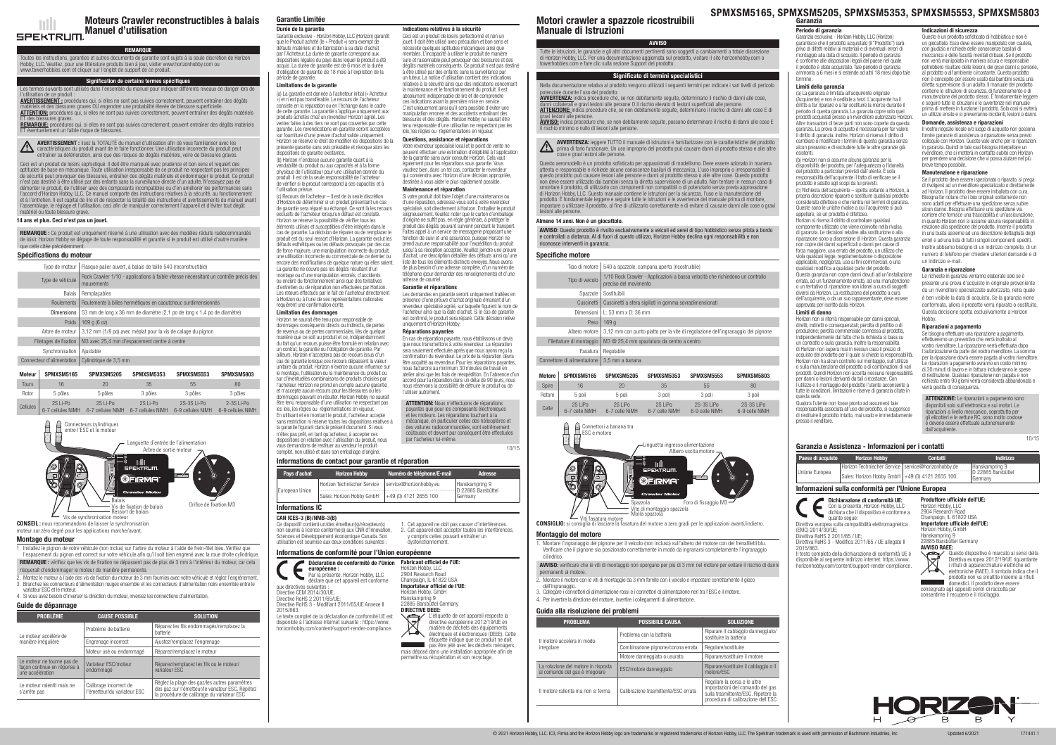# Moteurs Crawler reconstructibles à balais Manuel d'utilisation

## REMARQUE

Toutes les instructions, garanties et autres documents de garantie sont sujets à la seule discrétion de Horizon Hobby, LLC. Veuillez, pour une littérature produits bien à jour, visiter www.horizonhobby.com ou www.towerhobbies.com et cliquer sur l'onglet de support de ce produit.

## Signification de certains termes spécifiques

Les termes suivants sont utilisés dans l'ensemble du manuel pour indiquer différents niveaux de danger lors de l'utilisation de ce produit :

**AVERTISSEMENT :** procédures qui, si elles ne sont pas suivies correctement, peuvent entraîner des dégâts matériels et des blessures graves OU engendrer une probabilité élevée de blessure superficielle.

**ATTENTION:** procédures qui, si elles ne sont pas suivies correctement, peuvent entraîner des dégâts matériels ET des blessures graves.

**REMARQUE:** procédures qui, si elles ne sont pas suivies correctement, peuvent entraîner des dégâts matériels ET éventuellement un faible risque de blessures.

**AVERTISSEMENT :** lisez la TOTALITÉ du manuel d'utilisation afin de vous familiariser avec les caractéristiques du produit avant de le faire fonctionner. Une utilisation incorrecte du produit peut entraîner sa détérioration, ainsi que des risques de dégâts matériels, voire de blessures graves.

Ceci est un produit de loisirs sophistiqué. Il doit être manipulé avec prudence et bon sens et requiert des aptitudes de base en mécanique. Toute utilisation irresponsable de ce produit ne respectant pas les principes de sécurité peut provoquer des blessures, entraîner des dégâts matériels et endommager le produit. Ce produit n'est pas destiné à être utilisé par des enfants sans la surveillance directe d'un adulte. N'essayez pas de démonter le produit, de l'utiliser avec des composants incompatibles ou d'en améliorer les performances sans l'accord d'Horizon Hobby, LLC. Ce manuel comporte des instructions relatives à la sécurité, au fonctionnement et à l'entretien. Il est capital de lire et de respecter la totalité des instructions et avertissements du manuel avant l'assemblage, le réglage et l'utilisation, ceci afin de manipuler correctement l'appareil et d'éviter tout dégât matériel ou toute blessure grave.

**14 ans et plus. Ceci n'est pas un jouet.**

**REMARQUE :** Ce produit est uniquement réservé à une utilisation avec des modèles réduits radiocommandés de loisir. Horizon Hobby se dégage de toute responsabilité et garantie si le produit est utilisé d'autre manière que celle citée précédemment.

## Spécifications du moteur

| | |
|---|---|
| Type de moteur | Flasque palier ouvert, à balais de taille 540 (reconstructible) |
| Type de véhicule | Rock Crawler 1/10 - applications à faible vitesse nécessitant un contrôle précis des mouvements |
| Balais | Remplaçables |
| Roulements | Roulements à billes hermétiques en caoutchouc surdimensionnés |
| Dimensions | 53 mm de long x 36 mm de diamètre (2,1 po de long x 1,4 po de diamètre) |
| Poids | 169 g (6 oz) |
| Arbre de moteur | 3,12 mm (1/8 po) avec méplat pour la vis de calage du pignon |
| Filetages de fixation | M3 avec 25,4 mm d'espacement centre à centre |
| Synchronisation | Ajustable |
| Connecteur d'alimentation | Cylindrique de 3,5 mm |

| Moteur | SPMXSM5165 | SPMXSM5205 | SPMXSM5353 | SPMXSM5553 | SPMXSM5803 |
|---|---|---|---|---|---|
| Tours | 16 | 20 | 35 | 55 | 80 |
| Rotor | 5 pôles | 5 pôles | 3 pôles | 3 pôles | 3 pôles |
| Cellules | 2S Li-Po 6-7 cellules NiMH | 2S Li-Po 6-7 cellules NiMH | 2S Li-Po 6-7 cellules NiMH | 2S-3S Li-Po 6-9 cellules NiMH | 2-3S Li-Po 6-9 cellules NiMH |

Connecteurs cylindriques entre l'ESC et le moteur
Languette d'entrée de l'alimentation
Arbre de sortie moteur
Balais
Vis de fixation de balais
Ressort de balais
Orifice de fixation M3
Vis de synchronisation moteur

**CONSEIL :** nous recommandons de laisser la synchronisation moteur sur zéro degré pour les applications marche/avant.

## Montage du moteur

1. Installez le pignon de votre véhicule (non inclus) sur l'arbre du moteur à l'aide de frein-filet bleu. Vérifiez que l'espacement du pignon est correct sur votre véhicule afin qu'il soit bien engrené avec la roue droite cylindrique.

**REMARQUE :** vérifiez que les vis de fixation ne dépassent pas de plus de 3 mm à l'intérieur du moteur, car cela risquerait d'endommager le moteur de manière permanente.

2. Montez le moteur à l'aide des vis de fixation du moteur de 3 mm fournies avec votre véhicule et réglez l'engrènement.
3. Branchez les connecteurs d'alimentation rouges ensemble et les connecteurs d'alimentation noirs ensemble entre le variateur ESC et le moteur.
4. Si vous avez besoin d'inverser la direction du moteur, inversez les connexions d'alimentation.

## Guide de dépannage

| PROBLÈME | CAUSE POSSIBLE | SOLUTION |
|---|---|---|
| Le moteur accélère de manière irrégulière | Problème de batterie | Réparez les fils endommagés/remplacez la batterie |
| | Engrenage incorrect | Ajustez/remplacez l'engrenage |
| | Moteur usé ou endommagé | Réparez/remplacez le moteur |
| Le moteur ne tourne pas de façon continue en réponse à une accélération | Variateur ESC/moteur endommagé | Réparez/remplacez les fils ou le moteur/variateur ESC |
| Le moteur ralentit mais ne s'arrête pas | Calibrage incorrect de l'émetteur/du variateur ESC | Réglez la plage des gaz/les autres paramètres des gaz sur l'émetteur/le variateur ESC. Répétez la procédure de calibrage du variateur ESC |

## Garantie Limitée

### Durée de la garantie

Garantie exclusive - Horizon Hobby, LLC (Horizon) garantit que le Produit acheté (« Produit ») sera exempt de défauts matériels et de fabrication à sa date d'achat par l'Acheteur. La durée de garantie correspond aux dispositions légales du pays dans lequel le produit a été acquis. La durée de garantie est de 6 mois et la durée d'obligation de garantie de 18 mois à l'expiration de la période de garantie.

### Limitations de la garantie

(a) La garantie est donnée à l'acheteur initial (« Acheteur ») et n'est pas transférable. Le recours de l'acheteur consiste en la réparation ou en l'échange dans le cadre de cette garantie. La garantie s'applique uniquement aux produits achetés chez un revendeur Horizon agréé. Les ventes faites à des tiers ne sont pas couvertes par cette garantie. Les revendications en garantie seront acceptées sur fourniture d'une preuve d'achat valide uniquement. Horizon se réserve le droit de modifier les dispositions de la présente garantie sans avis préalable et révoque alors les dispositions de garantie existantes.

(b) Horizon n'endosse aucune garantie quant à la vendabilité du produit ou aux capacités et à la forme physique de l'utilisateur pour une utilisation donnée du produit. Il est de la seule responsabilité de l'acheteur de vérifier si le produit correspond à ses capacités et à l'utilisation prévue.

(c) Recours de l'acheteur – Il est de la seule discrétion d'Horizon de déterminer si un produit présentant un cas de garantie sera réparé ou échangé. Ce sont là les recours exclusifs de l'acheteur lorsqu'un défaut est constaté. Horizon se réserve la possibilité de vérifier tous les éléments utilisés et susceptibles d'être intégrés dans le cas de garantie. La décision de réparer ou de remplacer le produit est du seul ressort d'Horizon. La garantie exclut les défauts esthétiques ou les défauts provoqués par des cas de force majeure, une manipulation incorrecte du produit, une utilisation incorrecte ou commerciale de ce dernier ou encore des modifications de quelque nature qu'elles soient. La garantie ne couvre pas les dégâts résultant d'un montage ou d'une manipulation erronés, d'accidents ou encore du fonctionnement ainsi que des tentatives d'entretien ou de réparation non effectuées par Horizon. Les retours effectués par le fait de l'acheteur directement à Horizon ou à l'une de ses représentations nationales requièrent une confirmation écrite.

### Limitation des dommages

Horizon ne saurait être tenu pour responsable de dommages conséquents directs ou indirects, de pertes de revenus ou de pertes commerciales, liés de quelque manière que ce soit au produit et ce, indépendamment du fait qu'un recours puisse être formulé en relation avec un contrat, la garantie ou l'obligation de garantie. Par ailleurs, Horizon n'acceptera pas de recours issus d'un cas de garantie lorsque ces recours dépassent la valeur unitaire du produit. Horizon n'exerce aucune influence sur le montage, l'utilisation ou la maintenance du produit ou sur d'éventuelles combinaisons de produits choisies par l'acheteur. Horizon ne prend en compte aucune garantie et n'accepte aucun recours pour les blessures ou les dommages pouvant en résulter. Horizon Hobby ne saurait être tenu responsable d'une utilisation ne respectant pas les lois, les règles ou règlementations en vigueur. En utilisant et en montant le produit, l'acheteur accepte sans restriction ni réserve toutes les dispositions relatives à la garantie figurant dans le présent document. Si vous n'êtes pas prêt, en tant qu'acheteur, à accepter ces dispositions en relation avec l'utilisation du produit, nous vous demandons de restituer au vendeur le produit complet, non utilisé et dans son emballage d'origine.

### Indications relatives à la sécurité

Ceci est un produit de loisirs perfectionné et non un jouet. Il doit être utilisé avec précaution et bon sens et nécessite quelques aptitudes mécaniques ainsi que mentales. L'incapacité à utiliser le produit de manière sure et raisonnable peut provoquer des blessures et des dégâts matériels conséquents. Ce produit n'est pas destiné à être utilisé par des enfants sans la surveillance par un tuteur. La notice d'utilisation contient des indications relatives à la sécurité ainsi que des indications concernant la maintenance et le fonctionnement du produit. Il est absolument indispensable de lire et de comprendre ces indications avant la première mise en service. C'est uniquement ainsi qu'il sera possible d'éviter une manipulation erronée et des accidents entraînant des blessures et des dégâts. Horizon Hobby ne saurait être tenu responsable d'une utilisation ne respectant pas les lois, les règles ou règlementations en vigueur.

### Questions, assistance et réparations

Votre revendeur spécialisé local et le point de vente ne peuvent effectuer une estimation d'éligibilité à l'application de la garantie sans avoir consulté Horizon. Cela vaut également pour les réparations sous garantie. Vous voudrez bien, dans un tel cas, contacter le revendeur qui conviendra avec Horizon d'une décision appropriée, destinée à vous aider le plus rapidement possible.

### Maintenance et réparation

Si votre produit doit faire l'objet d'une maintenance ou d'une réparation, adressez-vous soit à votre revendeur spécialisé, soit directement à Horizon. Emballez le produit soigneusement. Veuillez noter que le carton d'emballage d'origine ne suffit pas, en règle générale, à protéger le produit des dégâts pouvant survenir pendant le transport. Faites appel à un service de messagerie proposant une fonction de suivi et une assurance, puisque Horizon ne prend aucune responsabilité pour l'expédition du produit jusqu'à sa réception acceptée. Veuillez joindre une preuve d'achat, une description détaillée des défauts ainsi qu'une liste de tous les éléments distincts envoyés. Nous avons de plus besoin d'une adresse complète, d'un numéro de téléphone (pour demander des renseignements) et d'une adresse de courriel.

### Garantie et réparations

Les demandes en garantie seront uniquement traitées en présence d'une preuve d'achat originale émanant d'un revendeur spécialisé agréé, sur laquelle figurent le nom de l'acheteur ainsi que la date d'achat. Si le cas de garantie est confirmé, le produit sera réparé. Cette décision relève uniquement d'Horizon Hobby.

### Réparations payantes

En cas de réparation payante, nous établissons un devis que nous transmettons à votre revendeur. La réparation sera seulement effectuée après que nous ayons reçu la confirmation du revendeur. Le prix de la réparation devra être acquitté au revendeur. Pour les réparations payantes, nous facturons au minimum 30 minutes de travail en atelier ainsi que les frais de réexpédition. En l'absence d'un accord pour la réparation dans un délai de 90 jours, nous nous réservons la possibilité de détruire le produit ou de l'utiliser autrement.

**ATTENTION:** Nous n'effectuons de réparations payantes que pour les composants électroniques et les moteurs. Les réparations touchant à la mécanique, en particulier celles des hélicoptères et des voitures radiocommandées, sont extrêmement coûteuses et doivent par conséquent être effectuées par l'acheteur lui-même.

10/15

## Informations de contact pour garantie et réparation

| Pays d'achat | Horizon Hobby | Numéro de téléphone/E-mail | Adresse |
|---|---|---|---|
| European Union | Horizon Technischer Service | service@horizonhobby.eu | Hanskampring 9 D 22885 Barsbüttel Germany |
| | Sales: Horizon Hobby GmbH | +49 (0) 4121 2655 100 | |

## Informations IC

**CAN ICES-3 (B)/NMB-3(B)**

Ce dispositif contient un/des émetteur(s)/récepteur(s) non soumis à licence conforme(s) aux CNR d'Innovation, Sciences et Développement économique Canada. Son utilisation est soumise aux deux conditions suivantes :

1. Cet appareil ne doit pas causer d'interférences.
2. Cet appareil doit accepter toutes les interférences, y compris celles pouvant entraîner un dysfonctionnement.

## Informations de conformité pour l'Union européenne

**Déclaration de conformité de l'Union européenne :** Par la présente, Horizon Hobby, LLC déclare que cet appareil est conforme aux directives suivantes :
Directive CEM 2014/30/UE;
Directive RoHS 2 2011/65/UE;
Directive RoHS 3 - Modifiant 2011/65/UE Annexe II 2015/863.

Le texte complet de la déclaration de conformité UE est disponible à l'adresse Internet suivante : https://www.horizonhobby.com/content/support-render-compliance.

**Fabricant officiel de l'UE:**
Horizon Hobby, LLC
2904 Research Road
Champaign, IL 61822 USA

**Importateur officiel de l'UE:**
Horizon Hobby, GmbH
Hanskampring 9
22885 Barsbüttel Germany

**DIRECTIVE DEEE:**
L'étiquette de cet appareil respecte la directive européenne 2012/19/UE en matière de déchets des équipements électriques et électroniques (DEEE). Cette étiquette indique que ce produit ne doit pas être jeté avec les déchets ménagers, mais déposé dans une installation appropriée afin de permettre sa récupération et son recyclage.

# Motori crawler a spazzole ricostruibili Manuale di Istruzioni

## SPMXSM5165, SPMXSM5205, SPMXSM5353, SPMXSM5553, SPMXSM5803

## AVVISO

Tutte le istruzioni, le garanzie e gli altri documenti pertinenti sono soggetti a cambiamenti a totale discrezione di Horizon Hobby, LLC. Per una documentazione aggiornata sul prodotto, visitare il sito horizonhobby.com o towerhobbies.com e fare clic sulla sezione Support del prodotto.

## Significato di termini specialistici

Nella documentazione relativa al prodotto vengono utilizzati i seguenti termini per indicare i vari livelli di pericolo potenziale durante l'uso del prodotto:

**AVVERTENZA:** indica procedure che, se non debitamente seguite, determinano il rischio di danni alle cose, danni collaterali e gravi lesioni alle persone O il rischio elevato di lesioni superficiali alle persone.

**ATTENZIONE:** indica procedure che, se non debitamente seguite, determinano il rischio di danni alle cose E di gravi lesioni alle persone.

**AVVISO:** indica procedure che, se non debitamente seguite, possono determinare il rischio di danni alle cose E il rischio minimo o nullo di lesioni alle persone.

**AVVERTENZA:** leggere TUTTO il manuale di istruzioni e familiarizzare con le caratteristiche del prodotto prima di farlo funzionare. Un uso improprio del prodotto può causare danni al prodotto stesso e alle altre cose e gravi lesioni alle persone.

Questo aeromodello è un prodotto sofisticato per appassionati di modellismo. Deve essere azionato in maniera attenta e responsabile e richiede alcune conoscenze basilari di meccanica. L'uso improprio o irresponsabile di questo prodotto può causare lesioni alle persone e danni al prodotto stesso o alle altre cose. Questo prodotto non deve essere utilizzato dai bambini senza la diretta supervisione di un adulto. Non tentare in nessun caso di smontare il prodotto, di utilizzarlo con componenti non compatibili o di potenziarlo senza previa approvazione di Horizon Hobby, LLC. Questo manuale contiene le istruzioni per la sicurezza, l'uso e la manutenzione del prodotto. È fondamentale leggere e seguire tutte le istruzioni e le avvertenze del manuale prima di montare, impostare o utilizzare il prodotto, al fine di utilizzarlo correttamente e di evitare di causare danni alle cose o gravi lesioni alle persone.

**Almeno 14 anni. Non è un giocattolo.**

**AVVISO:** Questo prodotto è rivolto esclusivamente a veicoli ed aerei di tipo hobbistico senza pilota a bordo e controllati a distanza. Al di fuori di questo utilizzo, Horizon Hobby declina ogni responsabilità e non riconosce interventi in garanzia.

## Specifiche motore

| | |
|---|---|
| Tipo di motore | 540 a spazzole, campana aperta (ricostruibile) |
| Tipo di veicolo | 1/10 Rock Crawler - Applicazioni a bassa velocità che richiedono un controllo preciso del movimento |
| Spazzole | Sostituibili |
| Cuscinetti | Cuscinetti a sfera sigillati in gomma sovradimensionati |
| Dimensioni | L: 53 mm x D: 36 mm |
| Peso | 169 g |
| Albero motore | 3,12 mm con punto piatto per la vite di regolazione dell'ingranaggio del pignone |
| Filettatura di montaggio | M3 @ 25,4 mm spaziatura da centro a centro |
| Fasatura | Regolabile |
| Connettore di alimentazione | 3,5 mm a banana |

| Motore | SPMXSM5165 | SPMXSM5205 | SPMXSM5353 | SPMXSM5553 | SPMXSM5803 |
|---|---|---|---|---|---|
| Spire | 16 | 20 | 35 | 55 | 80 |
| Rotore | 5 poli | 5 poli | 3 poli | 3 poli | 3 poli |
| Celle | 2S LiPo 6-7 celle NiMH | 2S LiPo 6-7 celle NiMH | 2S LiPo 6-7 celle NiMH | 2S-3S LiPo 6-9 celle NiMH | 2S-3S LiPo 6-9 celle NiMH |

Connettori a banana tra ESC e motore
Linguetta ingresso alimentazione
Albero uscita motore
Spazzola
Foro di fissaggio M3
Vite di montaggio spazzola
Molla spazzola
Viti fasatura motore

**CONSIGLIO:** si consiglia di lasciare la fasatura del motore a zero gradi per le applicazioni avanti/indietro.

## Montaggio del motore

1. Montare l'ingranaggio del pignone per il veicolo (non incluso) sull'albero del motore con del frenafiletti blu. Verificare che il pignone sia posizionato correttamente in modo da ingranarsi completamente l'ingranaggio cilindrico.

**AVVISO:** verificare che le viti di montaggio non sporgano per più di 3 mm nel motore per evitare il rischio di danni permanenti al motore.

2. Montare il motore con le viti di montaggio da 3 mm fornite con il veicolo e impostare correttamente il gioco dell'ingranaggio.
3. Collegare i connettori di alimentazione rossi e i connettori di alimentazione neri tra l'ESC e il motore.
4. Per invertire la direzione del motore, invertire i collegamenti di alimentazione.

## Guida alla risoluzione dei problemi

| PROBLEMA | POSSIBILE CAUSA | SOLUZIONE |
|---|---|---|
| Il motore accelera in modo irregolare | Problema con la batteria | Riparare il cablaggio danneggiato/sostituire la batteria |
| | Combinazione pignone/corona errata | Regolare/sostituire |
| | Motore danneggiato o usurato | Riparare/sostituire il motore |
| La rotazione del motore in risposta al comando del gas è irregolare | ESC/motore danneggiato | Riparare/sostituire il cablaggio o il motore/ESC |
| Il motore rallenta ma non si ferma | Calibrazione trasmittente/ESC errata | Regolare la corsa e le altre impostazioni del comando del gas sulla trasmittente/ESC. Ripetere la procedura di calibrazione dell'ESC |

## Garanzia

### Periodo di garanzia

Garanzia esclusiva - Horizon Hobby, LLC (Horizon) garantisce che il prodotto acquistato (il "Prodotto") sarà privo di difetti relativi ai materiali e di eventuali errori di montaggio alla data di acquisto. Il periodo di garanzia è conforme alle disposizioni legali del paese nel quale il prodotto è stato acquistato. Tale periodo di garanzia ammonta a 6 mesi e si estende ad altri 18 mesi dopo tale termine.

### Limiti della garanzia

(a) La garanzia è limitata all'acquirente originale (Acquirente) e non è cedibile a terzi. L'acquirente ha il diritto a far riparare o a far sostituire la merce durante il periodo di questa garanzia. La garanzia copre solo quei prodotti acquistati presso un rivenditore autorizzato Horizon. Altre transazioni di terze parti non sono coperte da questa garanzia. La prova di acquisto è necessaria per far valere il diritto di garanzia. Inoltre, Horizon si riserva il diritto di cambiare o modificare i termini di questa garanzia senza alcun preavviso e di escludere tutte le altre garanzie già esistenti.

(b) Horizon non si assume alcuna garanzia per la disponibilità del prodotto, per l'adeguatezza o l'idoneità del prodotto a particolari previsti dall'utente. È sola responsabilità dell'acquirente il fatto di verificare se il prodotto è adatto agli scopi da lui previsti.

(c) Richiesta dell'acquirente – spetta soltanto a Horizon, a propria discrezione riparare o sostituire qualsiasi prodotto considerato difettoso e che rientra nei termini di garanzia. Queste sono le uniche rivalse a cui l'acquirente si può appellare, se un prodotto è difettoso.
Horizon si riserva il diritto di controllare qualsiasi componente utilizzato che viene coinvolto nella rivalsa di garanzia. Le decisioni relative alla sostituzione o alla riparazione sono a discrezione di Horizon. Questa garanzia non copre dei danni superficiali o danni per cause di forza maggiore, uso errato del prodotto, un utilizzo che viola qualsiasi legge, regolamentazione o disposizione applicabile, negligenza, uso ai fini commerciali, o una qualsiasi modifica a qualsiasi parte del prodotto. Questa garanzia non copre danni dovuti ad un'installazione errata, ad un funzionamento errato, ad una manutenzione o un tentativo di riparazione non idonei a cura di soggetti diversi da Horizon. La restituzione del prodotto a cura dell'acquirente, o da un suo rappresentante, deve essere approvata per iscritto dalla Horizon.

### Limiti di danno

Horizon non si riterrà responsabile per danni speciali, diretti, indiretti o consequenziali; perdita di profitto o di produzione; perdita commerciale connessa al prodotto, indipendentemente dal fatto che la richiesta si basa su un contratto o sulla garanzia. Inoltre la responsabilità di Horizon non supera mai in nessun caso il prezzo di acquisto del prodotto per il quale si chiede la responsabilità. Horizon non ha alcun controllo sul montaggio, sull'utilizzo o sulla manutenzione del prodotto o di combinazioni di vari prodotti. Quindi Horizon non accetta nessuna responsabilità per danni o lesioni derivanti da tali circostanze. Con l'utilizzo e il montaggio del prodotto l'utente acconsente a tutte le condizioni, limitazioni e riserve di garanzia citate in questa sede.
Qualora l'utente non fosse pronto ad assumersi tale responsabilità associata all'uso del prodotto, si suggerisce di restituire il prodotto intatto, mai usato e immediatamente presso il venditore.

### Indicazioni di sicurezza

Questo è un prodotto sofisticato di hobbistica e non è un giocattolo. Esso deve essere manipolato con cautela, con giudizio e richiede delle conoscenze basilari di meccanica e delle facoltà mentali di base. Se il prodotto non verrà manipolato in maniera sicura e responsabile potrebbero risultare delle lesioni, dei gravi danni a persone, al prodotto o all'ambiente circostante. Questo prodotto non è concepito per essere usato dai bambini senza una diretta supervisione di un adulto. Il manuale del prodotto contiene le istruzioni di sicurezza, di funzionamento e di manutenzione del prodotto stesso. È fondamentale leggere e seguire tutte le istruzioni e le avvertenze nel manuale prima di mettere in funzione il prodotto. Solo così si eviterà un utilizzo errato e si preverranno incidenti, lesioni o danni.

### Domande, assistenza e riparazioni

Il vostro negozio locale e/o luogo di acquisto non possono fornire garanzie di assistenza o riparazione senza previo colloquio con Horizon. Questo vale anche per le riparazioni in garanzia. Quindi in tale casi bisogna interpellare un rivenditore, che si metterà in contatto subito con Horizon per prendere una decisione che vi possa aiutare nel più breve tempo possibile.

### Manutenzione e riparazione

Se il prodotto deve essere ispezionato o riparato, si prega di rivolgersi ad un rivenditore specializzato o direttamente ad Horizon. Il prodotto deve essere imballato con cura. Bisogna far notare che i box originali solitamente non sono adatti per effettuare una spedizione senza subire alcun danno. Bisogna effettuare una spedizione via corriere che fornisce una tracciabilità e un'assicurazione, in quanto Horizon non si assume alcuna responsabilità in relazione alla spedizione del prodotto. Inserire il prodotto in una busta assieme ad una descrizione dettagliata degli errori e ad una lista di tutti i singoli componenti spediti. Inoltre abbiamo bisogno di un indirizzo completo, di un numero di telefono per chiedere ulteriori domande e di un indirizzo e-mail.

### Garanzia e riparazione

Le richieste in garanzia verranno elaborate solo se è presente una prova d'acquisto in originale proveniente da un rivenditore specializzato autorizzato, nella quale è ben visibile la data di acquisto. Se la garanzia viene confermata, allora il prodotto verrà riparato o sostituito. Questa decisione spetta esclusivamente a Horizon Hobby.

### Riparazioni a pagamento

Se bisogna effettuare una riparazione a pagamento, effettueremo un preventivo che verrà inoltrato al vostro rivenditore. La riparazione verrà effettuata dopo l'autorizzazione da parte del vostro rivenditore. La somma per la riparazione dovrà essere pagata al vostro rivenditore. Le riparazioni a pagamento avranno un costo minimo di 30 minuti di lavoro e in fattura includeranno le spese di restituzione. Qualsiasi riparazione non pagata e non richiesta entro 90 giorni verrà considerata abbandonata e verrà gestita di conseguenza.

**ATTENZIONE:** Le riparazioni a pagamento sono disponibili solo sull'elettronica e sui motori. Le riparazioni a livello meccanico, soprattutto per gli elicotteri e le vetture RC, sono molto costose e devono essere effettuate autonomamente dall'acquirente.

10/15

## Garanzia e Assistenza - Informazioni per i contatti

| Paese di acquisto | Horizon Hobby | Contatti | Indirizzo |
|---|---|---|---|
| Unione Europea | Horizon Technischer Service | service@horizonhobby.de | Hanskampring 9 D 22885 Barsbüttel Germany |
| | Sales: Horizon Hobby GmbH | +49 (0) 4121 2655 100 | |

## Informazioni sulla conformità per l'Unione Europea

**Dichiarazione di conformità UE:** Con la presente, Horizon Hobby, LLC dichiara che il dispositivo è conforme a quanto segue:
Direttiva europea sulla compatibilità elettromagnetica (EMC) 2014/30/UE;
Direttiva RoHS 2 2011/65 / UE;
Direttiva RoHS 3 - Modifica 2011/65 / UE allegato II 2015/863.

Il testo completo della dichiarazione di conformità UE è disponibile al seguente indirizzo internet: https://www.horizonhobby.com/content/support-render-compliance.

**Produttore ufficiale dell'UE:**
Horizon Hobby, LLC
2904 Research Road
Champaign, IL 61822 USA

**Importatore ufficiale dell'UE:**
Horizon Hobby, GmbH
Hanskampring 9
22885 Barsbüttel Germany

**AVVISO RAEE:**
Questo dispositivo è marcato ai sensi della Direttiva europea 2012/19/UE riguardante i rifiuti di apparecchiature elettriche ed elettroniche (RAEE). Il simbolo indica che il prodotto non va smaltito insieme ai rifiuti domestici. Il prodotto deve essere consegnato agli appositi centri di raccolta per consentirne il recupero e il riciclaggio.

© 2021 Horizon Hobby, LLC. IC3, Firma and the Horizon Hobby logo are trademarks or registered trademarks of Horizon Hobby, LLC. The Spektrum trademark is used with permission of Bachmann Industries, Inc. Updated 6/2021 171441.1